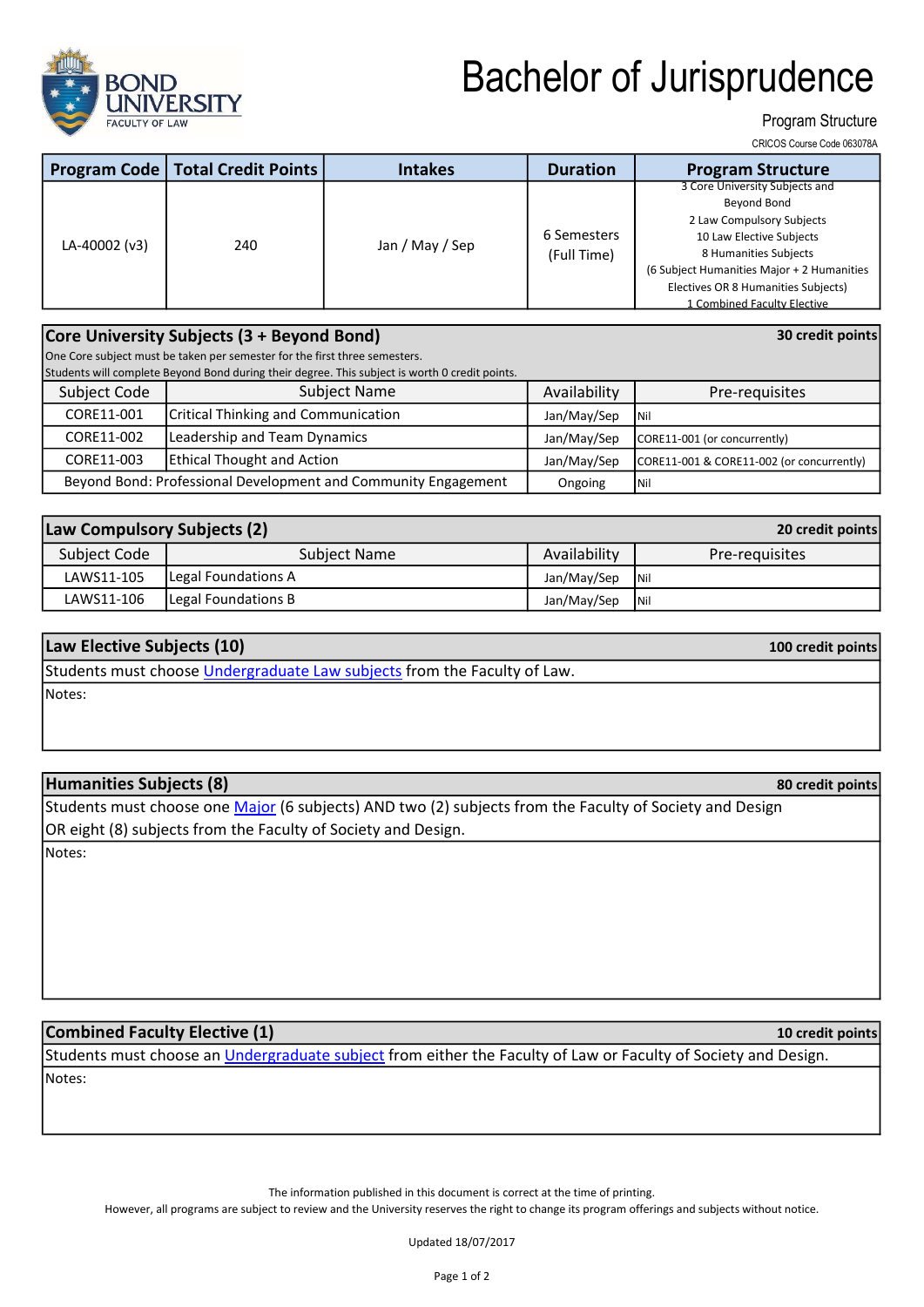BOND UNIVERSITY
FACULTY OF LAW

# Bachelor of Jurisprudence

Program Structure

CRICOS Course Code 063078A

| Program Code | Total Credit Points | Intakes | Duration | Program Structure |
|---|---|---|---|---|
| LA-40002 (v3) | 240 | Jan / May / Sep | 6 Semesters (Full Time) | 3 Core University Subjects and Beyond Bond<br>2 Law Compulsory Subjects<br>10 Law Elective Subjects<br>8 Humanities Subjects<br>(6 Subject Humanities Major + 2 Humanities Electives OR 8 Humanities Subjects)<br>1 Combined Faculty Elective |

## Core University Subjects (3 + Beyond Bond) — 30 credit points

One Core subject must be taken per semester for the first three semesters.
Students will complete Beyond Bond during their degree. This subject is worth 0 credit points.

| Subject Code | Subject Name | Availability | Pre-requisites |
|---|---|---|---|
| CORE11-001 | Critical Thinking and Communication | Jan/May/Sep | Nil |
| CORE11-002 | Leadership and Team Dynamics | Jan/May/Sep | CORE11-001 (or concurrently) |
| CORE11-003 | Ethical Thought and Action | Jan/May/Sep | CORE11-001 & CORE11-002 (or concurrently) |
| Beyond Bond: Professional Development and Community Engagement | | Ongoing | Nil |

## Law Compulsory Subjects (2) — 20 credit points

| Subject Code | Subject Name | Availability | Pre-requisites |
|---|---|---|---|
| LAWS11-105 | Legal Foundations A | Jan/May/Sep | Nil |
| LAWS11-106 | Legal Foundations B | Jan/May/Sep | Nil |

## Law Elective Subjects (10) — 100 credit points

Students must choose Undergraduate Law subjects from the Faculty of Law.

Notes:

## Humanities Subjects (8) — 80 credit points

Students must choose one Major (6 subjects) AND two (2) subjects from the Faculty of Society and Design OR eight (8) subjects from the Faculty of Society and Design.

Notes:

## Combined Faculty Elective (1) — 10 credit points

Students must choose an Undergraduate subject from either the Faculty of Law or Faculty of Society and Design.

Notes:

The information published in this document is correct at the time of printing.
However, all programs are subject to review and the University reserves the right to change its program offerings and subjects without notice.

Updated 18/07/2017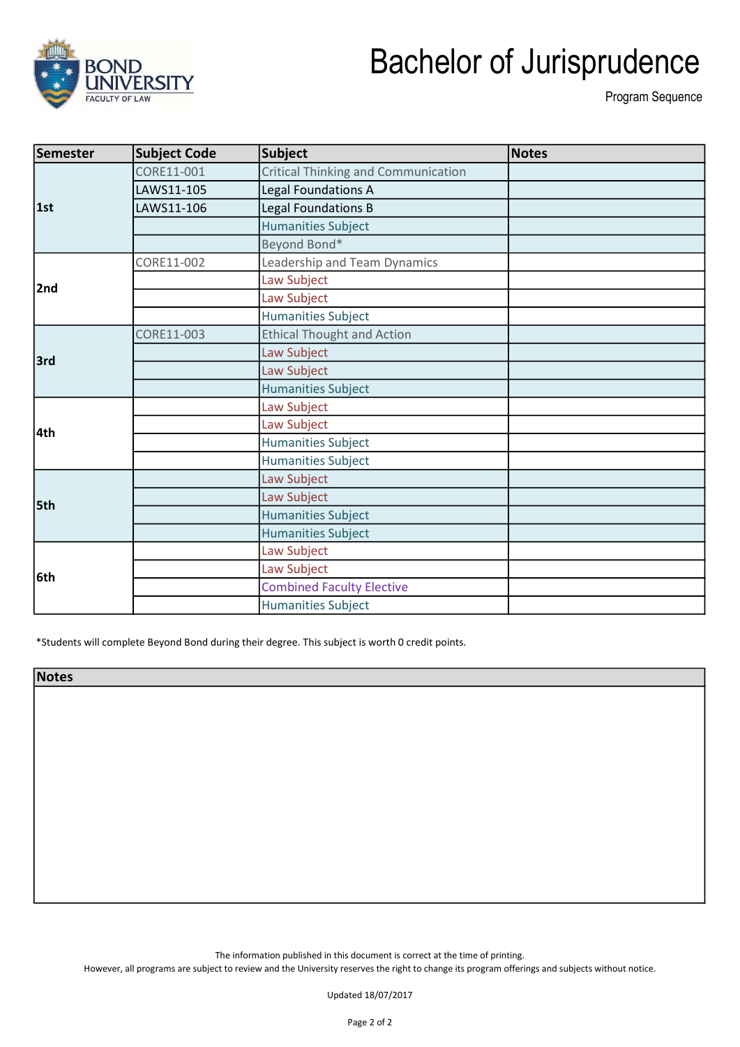BOND UNIVERSITY
FACULTY OF LAW

# Bachelor of Jurisprudence

Program Sequence

| Semester | Subject Code | Subject | Notes |
|---|---|---|---|
| 1st | CORE11-001 | Critical Thinking and Communication | |
| | LAWS11-105 | Legal Foundations A | |
| | LAWS11-106 | Legal Foundations B | |
| | | Humanities Subject | |
| | | Beyond Bond* | |
| 2nd | CORE11-002 | Leadership and Team Dynamics | |
| | | Law Subject | |
| | | Law Subject | |
| | | Humanities Subject | |
| 3rd | CORE11-003 | Ethical Thought and Action | |
| | | Law Subject | |
| | | Law Subject | |
| | | Humanities Subject | |
| 4th | | Law Subject | |
| | | Law Subject | |
| | | Humanities Subject | |
| | | Humanities Subject | |
| 5th | | Law Subject | |
| | | Law Subject | |
| | | Humanities Subject | |
| | | Humanities Subject | |
| 6th | | Law Subject | |
| | | Law Subject | |
| | | Combined Faculty Elective | |
| | | Humanities Subject | |

*Students will complete Beyond Bond during their degree. This subject is worth 0 credit points.

| Notes |
|---|
| |

The information published in this document is correct at the time of printing.
However, all programs are subject to review and the University reserves the right to change its program offerings and subjects without notice.

Updated 18/07/2017